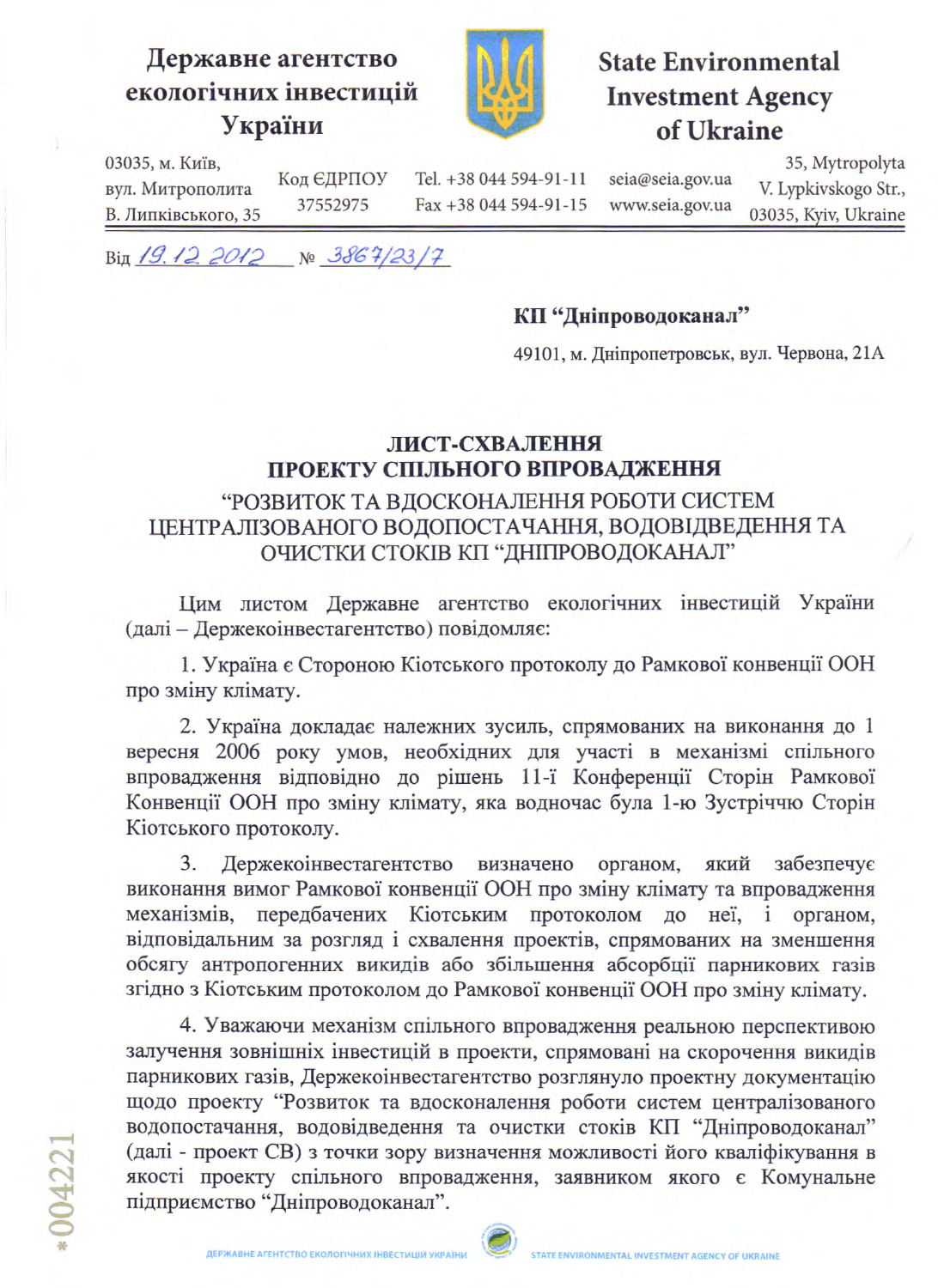**Державне агентство екологічних інвестицій України**

**State Environmental Investment Agency of Ukraine**

03035, м. Київ, вул. Митрополита В. Липківського, 35 | Код ЄДРПОУ 37552975 | Tel. +38 044 594-91-11 Fax +38 044 594-91-15 | seia@seia.gov.ua www.seia.gov.ua | 35, Mytropolyta V. Lypkivskogo Str., 03035, Kyiv, Ukraine

Від 19.12.2012 № 3867/23/7

**КП "Дніпроводоканал"**

49101, м. Дніпропетровськ, вул. Червона, 21А

## ЛИСТ-СХВАЛЕННЯ ПРОЕКТУ СПІЛЬНОГО ВПРОВАДЖЕННЯ

### "РОЗВИТОК ТА ВДОСКОНАЛЕННЯ РОБОТИ СИСТЕМ ЦЕНТРАЛІЗОВАНОГО ВОДОПОСТАЧАННЯ, ВОДОВІДВЕДЕННЯ ТА ОЧИСТКИ СТОКІВ КП "ДНІПРОВОДОКАНАЛ"

Цим листом Державне агентство екологічних інвестицій України (далі – Держекоінвестагентство) повідомляє:

1. Україна є Стороною Кіотського протоколу до Рамкової конвенції ООН про зміну клімату.

2. Україна докладає належних зусиль, спрямованих на виконання до 1 вересня 2006 року умов, необхідних для участі в механізмі спільного впровадження відповідно до рішень 11-ї Конференції Сторін Рамкової Конвенції ООН про зміну клімату, яка водночас була 1-ю Зустріччю Сторін Кіотського протоколу.

3. Держекоінвестагентство визначено органом, який забезпечує виконання вимог Рамкової конвенції ООН про зміну клімату та впровадження механізмів, передбачених Кіотським протоколом до неї, і органом, відповідальним за розгляд і схвалення проектів, спрямованих на зменшення обсягу антропогенних викидів або збільшення абсорбції парникових газів згідно з Кіотським протоколом до Рамкової конвенції ООН про зміну клімату.

4. Уважаючи механізм спільного впровадження реальною перспективою залучення зовнішніх інвестицій в проекти, спрямовані на скорочення викидів парникових газів, Держекоінвестагентство розглянуло проектну документацію щодо проекту "Розвиток та вдосконалення роботи систем централізованого водопостачання, водовідведення та очистки стоків КП "Дніпроводоканал" (далі - проект СВ) з точки зору визначення можливості його кваліфікування в якості проекту спільного впровадження, заявником якого є Комунальне підприємство "Дніпроводоканал".

*004221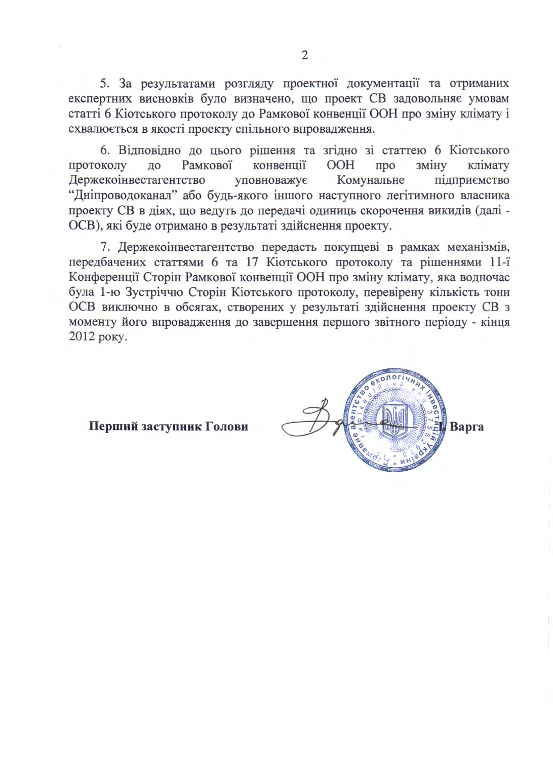5. За результатами розгляду проектної документації та отриманих експертних висновків було визначено, що проект СВ задовольняє умовам статті 6 Кіотського протоколу до Рамкової конвенції ООН про зміну клімату і схвалюється в якості проекту спільного впровадження.

6. Відповідно до цього рішення та згідно зі статтею 6 Кіотського протоколу до Рамкової конвенції ООН про зміну клімату Держекоінвестагентство уповноважує Комунальне підприємство "Дніпроводоканал" або будь-якого іншого наступного легітимного власника проекту СВ в діях, що ведуть до передачі одиниць скорочення викидів (далі - ОСВ), які буде отримано в результаті здійснення проекту.

7. Держекоінвестагентство передасть покупцеві в рамках механізмів, передбачених статтями 6 та 17 Кіотського протоколу та рішеннями 11-ї Конференції Сторін Рамкової конвенції ООН про зміну клімату, яка водночас була 1-ю Зустріччю Сторін Кіотського протоколу, перевірену кількість тонн ОСВ виключно в обсягах, створених у результаті здійснення проекту СВ з моменту його впровадження до завершення першого звітного періоду - кінця 2012 року.

**Перший заступник Голови** **І. Варга**